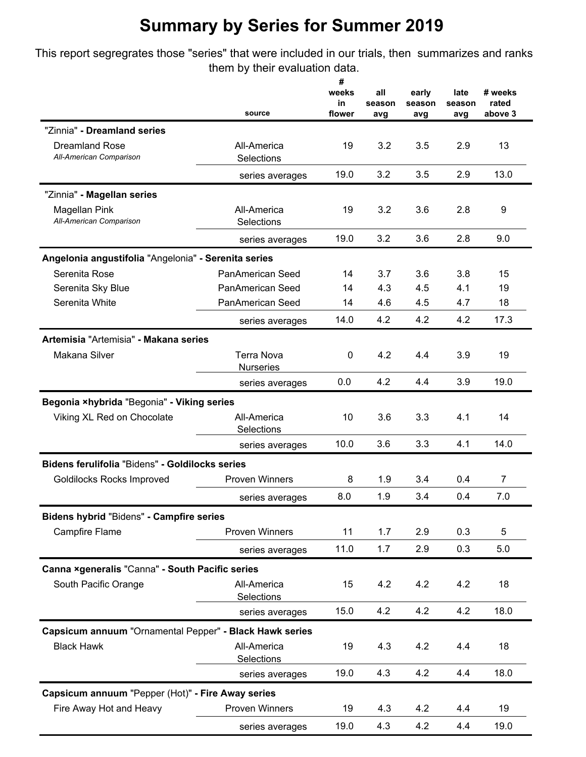# Summary by Series for Summer 2019

This report segregrates those "series" that were included in our trials, then summarizes and ranks them by their evaluation data.

| | source | # weeks in flower | all season avg | early season avg | late season avg | # weeks rated above 3 |
|---|---|---|---|---|---|---|
| **"Zinnia" - Dreamland series** | | | | | | |
| Dreamland Rose *All-American Comparison* | All-America Selections | 19 | 3.2 | 3.5 | 2.9 | 13 |
| | series averages | 19.0 | 3.2 | 3.5 | 2.9 | 13.0 |
| **"Zinnia" - Magellan series** | | | | | | |
| Magellan Pink *All-American Comparison* | All-America Selections | 19 | 3.2 | 3.6 | 2.8 | 9 |
| | series averages | 19.0 | 3.2 | 3.6 | 2.8 | 9.0 |
| **Angelonia angustifolia "Angelonia" - Serenita series** | | | | | | |
| Serenita Rose | PanAmerican Seed | 14 | 3.7 | 3.6 | 3.8 | 15 |
| Serenita Sky Blue | PanAmerican Seed | 14 | 4.3 | 4.5 | 4.1 | 19 |
| Serenita White | PanAmerican Seed | 14 | 4.6 | 4.5 | 4.7 | 18 |
| | series averages | 14.0 | 4.2 | 4.2 | 4.2 | 17.3 |
| **Artemisia "Artemisia" - Makana series** | | | | | | |
| Makana Silver | Terra Nova Nurseries | 0 | 4.2 | 4.4 | 3.9 | 19 |
| | series averages | 0.0 | 4.2 | 4.4 | 3.9 | 19.0 |
| **Begonia ×hybrida "Begonia" - Viking series** | | | | | | |
| Viking XL Red on Chocolate | All-America Selections | 10 | 3.6 | 3.3 | 4.1 | 14 |
| | series averages | 10.0 | 3.6 | 3.3 | 4.1 | 14.0 |
| **Bidens ferulifolia "Bidens" - Goldilocks series** | | | | | | |
| Goldilocks Rocks Improved | Proven Winners | 8 | 1.9 | 3.4 | 0.4 | 7 |
| | series averages | 8.0 | 1.9 | 3.4 | 0.4 | 7.0 |
| **Bidens hybrid "Bidens" - Campfire series** | | | | | | |
| Campfire Flame | Proven Winners | 11 | 1.7 | 2.9 | 0.3 | 5 |
| | series averages | 11.0 | 1.7 | 2.9 | 0.3 | 5.0 |
| **Canna ×generalis "Canna" - South Pacific series** | | | | | | |
| South Pacific Orange | All-America Selections | 15 | 4.2 | 4.2 | 4.2 | 18 |
| | series averages | 15.0 | 4.2 | 4.2 | 4.2 | 18.0 |
| **Capsicum annuum "Ornamental Pepper" - Black Hawk series** | | | | | | |
| Black Hawk | All-America Selections | 19 | 4.3 | 4.2 | 4.4 | 18 |
| | series averages | 19.0 | 4.3 | 4.2 | 4.4 | 18.0 |
| **Capsicum annuum "Pepper (Hot)" - Fire Away series** | | | | | | |
| Fire Away Hot and Heavy | Proven Winners | 19 | 4.3 | 4.2 | 4.4 | 19 |
| | series averages | 19.0 | 4.3 | 4.2 | 4.4 | 19.0 |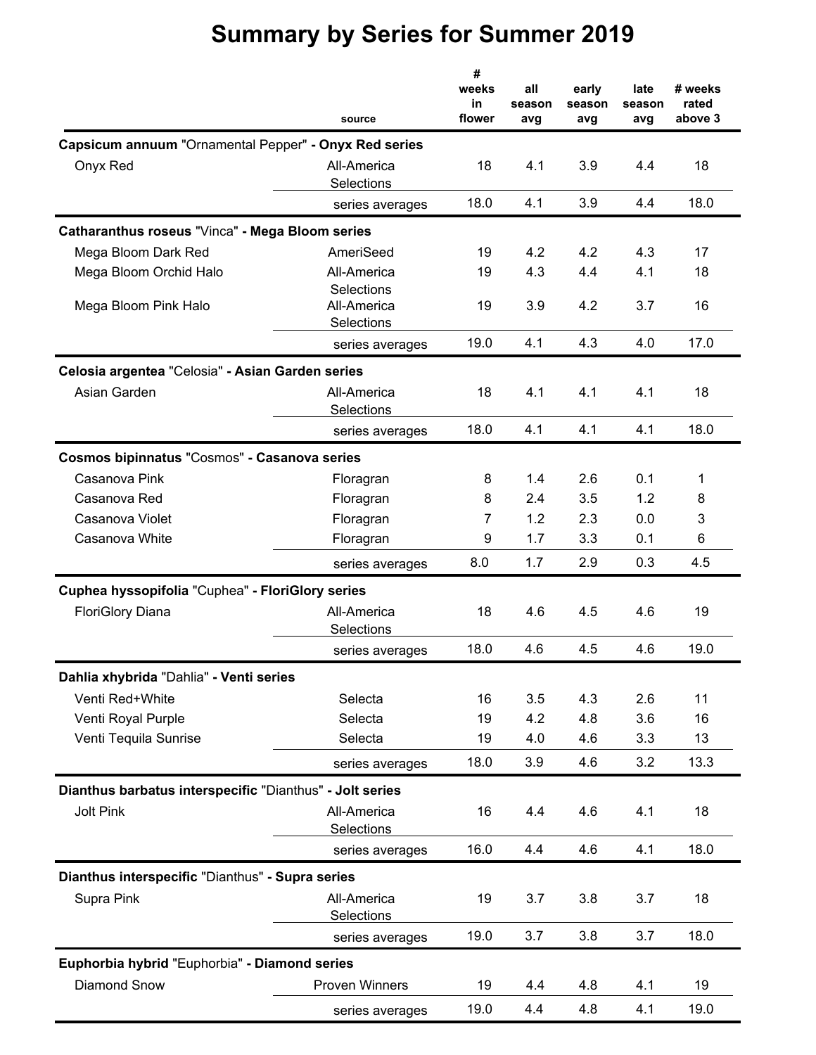# Summary by Series for Summer 2019

| | source | # weeks in flower | all season avg | early season avg | late season avg | # weeks rated above 3 |
|---|---|---|---|---|---|---|
| **Capsicum annuum** "Ornamental Pepper" **- Onyx Red series** | | | | | | |
| Onyx Red | All-America Selections | 18 | 4.1 | 3.9 | 4.4 | 18 |
| | series averages | 18.0 | 4.1 | 3.9 | 4.4 | 18.0 |
| **Catharanthus roseus** "Vinca" **- Mega Bloom series** | | | | | | |
| Mega Bloom Dark Red | AmeriSeed | 19 | 4.2 | 4.2 | 4.3 | 17 |
| Mega Bloom Orchid Halo | All-America Selections | 19 | 4.3 | 4.4 | 4.1 | 18 |
| Mega Bloom Pink Halo | All-America Selections | 19 | 3.9 | 4.2 | 3.7 | 16 |
| | series averages | 19.0 | 4.1 | 4.3 | 4.0 | 17.0 |
| **Celosia argentea** "Celosia" **- Asian Garden series** | | | | | | |
| Asian Garden | All-America Selections | 18 | 4.1 | 4.1 | 4.1 | 18 |
| | series averages | 18.0 | 4.1 | 4.1 | 4.1 | 18.0 |
| **Cosmos bipinnatus** "Cosmos" **- Casanova series** | | | | | | |
| Casanova Pink | Floragran | 8 | 1.4 | 2.6 | 0.1 | 1 |
| Casanova Red | Floragran | 8 | 2.4 | 3.5 | 1.2 | 8 |
| Casanova Violet | Floragran | 7 | 1.2 | 2.3 | 0.0 | 3 |
| Casanova White | Floragran | 9 | 1.7 | 3.3 | 0.1 | 6 |
| | series averages | 8.0 | 1.7 | 2.9 | 0.3 | 4.5 |
| **Cuphea hyssopifolia** "Cuphea" **- FloriGlory series** | | | | | | |
| FloriGlory Diana | All-America Selections | 18 | 4.6 | 4.5 | 4.6 | 19 |
| | series averages | 18.0 | 4.6 | 4.5 | 4.6 | 19.0 |
| **Dahlia xhybrida** "Dahlia" **- Venti series** | | | | | | |
| Venti Red+White | Selecta | 16 | 3.5 | 4.3 | 2.6 | 11 |
| Venti Royal Purple | Selecta | 19 | 4.2 | 4.8 | 3.6 | 16 |
| Venti Tequila Sunrise | Selecta | 19 | 4.0 | 4.6 | 3.3 | 13 |
| | series averages | 18.0 | 3.9 | 4.6 | 3.2 | 13.3 |
| **Dianthus barbatus interspecific** "Dianthus" **- Jolt series** | | | | | | |
| Jolt Pink | All-America Selections | 16 | 4.4 | 4.6 | 4.1 | 18 |
| | series averages | 16.0 | 4.4 | 4.6 | 4.1 | 18.0 |
| **Dianthus interspecific** "Dianthus" **- Supra series** | | | | | | |
| Supra Pink | All-America Selections | 19 | 3.7 | 3.8 | 3.7 | 18 |
| | series averages | 19.0 | 3.7 | 3.8 | 3.7 | 18.0 |
| **Euphorbia hybrid** "Euphorbia" **- Diamond series** | | | | | | |
| Diamond Snow | Proven Winners | 19 | 4.4 | 4.8 | 4.1 | 19 |
| | series averages | 19.0 | 4.4 | 4.8 | 4.1 | 19.0 |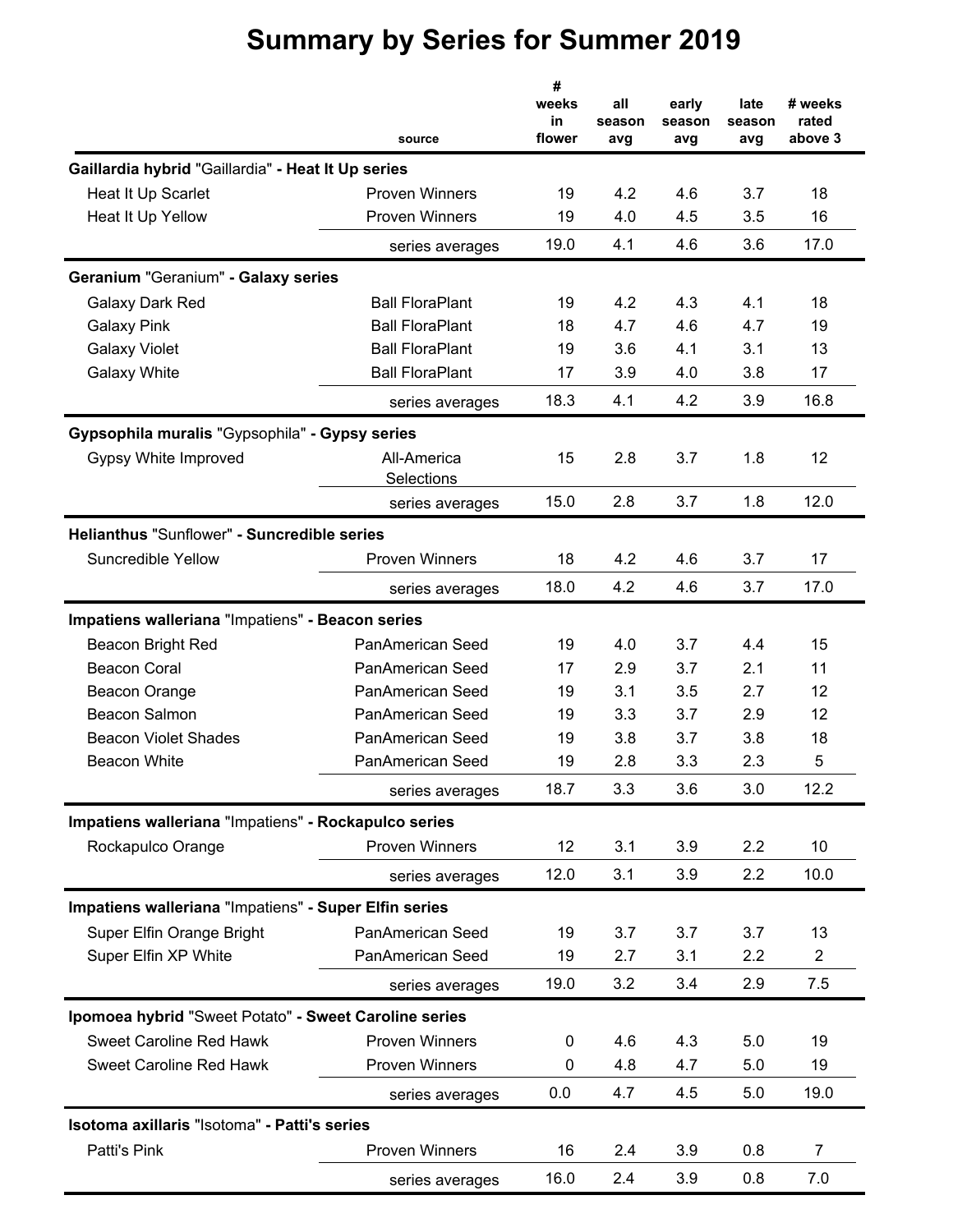# Summary by Series for Summer 2019

| | source | # weeks in flower | all season avg | early season avg | late season avg | # weeks rated above 3 |
|---|---|---|---|---|---|---|
| **Gaillardia hybrid** "Gaillardia" **- Heat It Up series** | | | | | | |
| Heat It Up Scarlet | Proven Winners | 19 | 4.2 | 4.6 | 3.7 | 18 |
| Heat It Up Yellow | Proven Winners | 19 | 4.0 | 4.5 | 3.5 | 16 |
| | series averages | 19.0 | 4.1 | 4.6 | 3.6 | 17.0 |
| **Geranium** "Geranium" **- Galaxy series** | | | | | | |
| Galaxy Dark Red | Ball FloraPlant | 19 | 4.2 | 4.3 | 4.1 | 18 |
| Galaxy Pink | Ball FloraPlant | 18 | 4.7 | 4.6 | 4.7 | 19 |
| Galaxy Violet | Ball FloraPlant | 19 | 3.6 | 4.1 | 3.1 | 13 |
| Galaxy White | Ball FloraPlant | 17 | 3.9 | 4.0 | 3.8 | 17 |
| | series averages | 18.3 | 4.1 | 4.2 | 3.9 | 16.8 |
| **Gypsophila muralis** "Gypsophila" **- Gypsy series** | | | | | | |
| Gypsy White Improved | All-America Selections | 15 | 2.8 | 3.7 | 1.8 | 12 |
| | series averages | 15.0 | 2.8 | 3.7 | 1.8 | 12.0 |
| **Helianthus** "Sunflower" **- Suncredible series** | | | | | | |
| Suncredible Yellow | Proven Winners | 18 | 4.2 | 4.6 | 3.7 | 17 |
| | series averages | 18.0 | 4.2 | 4.6 | 3.7 | 17.0 |
| **Impatiens walleriana** "Impatiens" **- Beacon series** | | | | | | |
| Beacon Bright Red | PanAmerican Seed | 19 | 4.0 | 3.7 | 4.4 | 15 |
| Beacon Coral | PanAmerican Seed | 17 | 2.9 | 3.7 | 2.1 | 11 |
| Beacon Orange | PanAmerican Seed | 19 | 3.1 | 3.5 | 2.7 | 12 |
| Beacon Salmon | PanAmerican Seed | 19 | 3.3 | 3.7 | 2.9 | 12 |
| Beacon Violet Shades | PanAmerican Seed | 19 | 3.8 | 3.7 | 3.8 | 18 |
| Beacon White | PanAmerican Seed | 19 | 2.8 | 3.3 | 2.3 | 5 |
| | series averages | 18.7 | 3.3 | 3.6 | 3.0 | 12.2 |
| **Impatiens walleriana** "Impatiens" **- Rockapulco series** | | | | | | |
| Rockapulco Orange | Proven Winners | 12 | 3.1 | 3.9 | 2.2 | 10 |
| | series averages | 12.0 | 3.1 | 3.9 | 2.2 | 10.0 |
| **Impatiens walleriana** "Impatiens" **- Super Elfin series** | | | | | | |
| Super Elfin Orange Bright | PanAmerican Seed | 19 | 3.7 | 3.7 | 3.7 | 13 |
| Super Elfin XP White | PanAmerican Seed | 19 | 2.7 | 3.1 | 2.2 | 2 |
| | series averages | 19.0 | 3.2 | 3.4 | 2.9 | 7.5 |
| **Ipomoea hybrid** "Sweet Potato" **- Sweet Caroline series** | | | | | | |
| Sweet Caroline Red Hawk | Proven Winners | 0 | 4.6 | 4.3 | 5.0 | 19 |
| Sweet Caroline Red Hawk | Proven Winners | 0 | 4.8 | 4.7 | 5.0 | 19 |
| | series averages | 0.0 | 4.7 | 4.5 | 5.0 | 19.0 |
| **Isotoma axillaris** "Isotoma" **- Patti's series** | | | | | | |
| Patti's Pink | Proven Winners | 16 | 2.4 | 3.9 | 0.8 | 7 |
| | series averages | 16.0 | 2.4 | 3.9 | 0.8 | 7.0 |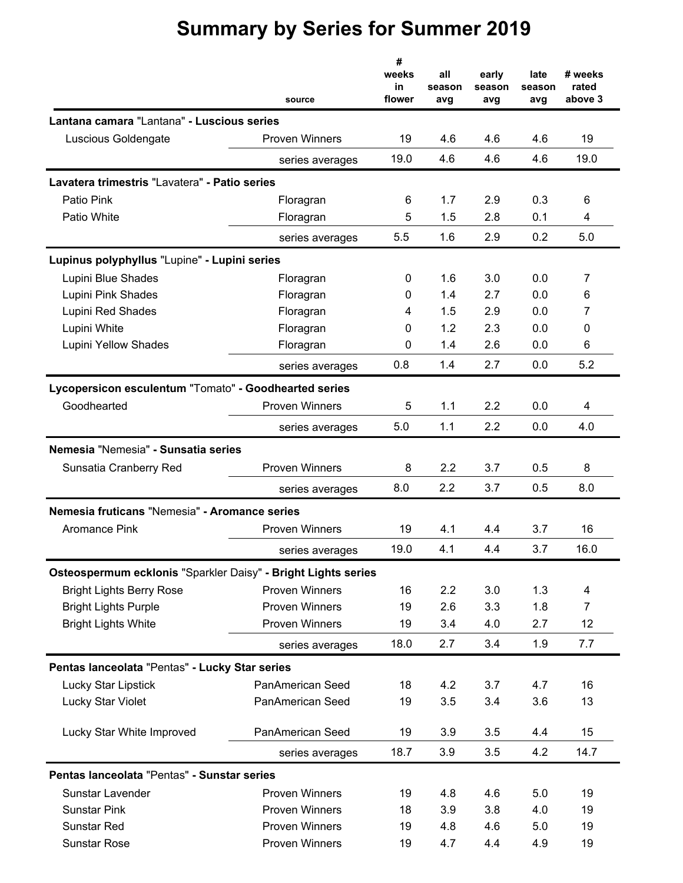# Summary by Series for Summer 2019

| | source | # weeks in flower | all season avg | early season avg | late season avg | # weeks rated above 3 |
|---|---|---|---|---|---|---|
| **Lantana camara** "Lantana" **- Luscious series** | | | | | | |
| Luscious Goldengate | Proven Winners | 19 | 4.6 | 4.6 | 4.6 | 19 |
| | series averages | 19.0 | 4.6 | 4.6 | 4.6 | 19.0 |
| **Lavatera trimestris** "Lavatera" **- Patio series** | | | | | | |
| Patio Pink | Floragran | 6 | 1.7 | 2.9 | 0.3 | 6 |
| Patio White | Floragran | 5 | 1.5 | 2.8 | 0.1 | 4 |
| | series averages | 5.5 | 1.6 | 2.9 | 0.2 | 5.0 |
| **Lupinus polyphyllus** "Lupine" **- Lupini series** | | | | | | |
| Lupini Blue Shades | Floragran | 0 | 1.6 | 3.0 | 0.0 | 7 |
| Lupini Pink Shades | Floragran | 0 | 1.4 | 2.7 | 0.0 | 6 |
| Lupini Red Shades | Floragran | 4 | 1.5 | 2.9 | 0.0 | 7 |
| Lupini White | Floragran | 0 | 1.2 | 2.3 | 0.0 | 0 |
| Lupini Yellow Shades | Floragran | 0 | 1.4 | 2.6 | 0.0 | 6 |
| | series averages | 0.8 | 1.4 | 2.7 | 0.0 | 5.2 |
| **Lycopersicon esculentum** "Tomato" **- Goodhearted series** | | | | | | |
| Goodhearted | Proven Winners | 5 | 1.1 | 2.2 | 0.0 | 4 |
| | series averages | 5.0 | 1.1 | 2.2 | 0.0 | 4.0 |
| **Nemesia** "Nemesia" **- Sunsatia series** | | | | | | |
| Sunsatia Cranberry Red | Proven Winners | 8 | 2.2 | 3.7 | 0.5 | 8 |
| | series averages | 8.0 | 2.2 | 3.7 | 0.5 | 8.0 |
| **Nemesia fruticans** "Nemesia" **- Aromance series** | | | | | | |
| Aromance Pink | Proven Winners | 19 | 4.1 | 4.4 | 3.7 | 16 |
| | series averages | 19.0 | 4.1 | 4.4 | 3.7 | 16.0 |
| **Osteospermum ecklonis** "Sparkler Daisy" **- Bright Lights series** | | | | | | |
| Bright Lights Berry Rose | Proven Winners | 16 | 2.2 | 3.0 | 1.3 | 4 |
| Bright Lights Purple | Proven Winners | 19 | 2.6 | 3.3 | 1.8 | 7 |
| Bright Lights White | Proven Winners | 19 | 3.4 | 4.0 | 2.7 | 12 |
| | series averages | 18.0 | 2.7 | 3.4 | 1.9 | 7.7 |
| **Pentas lanceolata** "Pentas" **- Lucky Star series** | | | | | | |
| Lucky Star Lipstick | PanAmerican Seed | 18 | 4.2 | 3.7 | 4.7 | 16 |
| Lucky Star Violet | PanAmerican Seed | 19 | 3.5 | 3.4 | 3.6 | 13 |
| Lucky Star White Improved | PanAmerican Seed | 19 | 3.9 | 3.5 | 4.4 | 15 |
| | series averages | 18.7 | 3.9 | 3.5 | 4.2 | 14.7 |
| **Pentas lanceolata** "Pentas" **- Sunstar series** | | | | | | |
| Sunstar Lavender | Proven Winners | 19 | 4.8 | 4.6 | 5.0 | 19 |
| Sunstar Pink | Proven Winners | 18 | 3.9 | 3.8 | 4.0 | 19 |
| Sunstar Red | Proven Winners | 19 | 4.8 | 4.6 | 5.0 | 19 |
| Sunstar Rose | Proven Winners | 19 | 4.7 | 4.4 | 4.9 | 19 |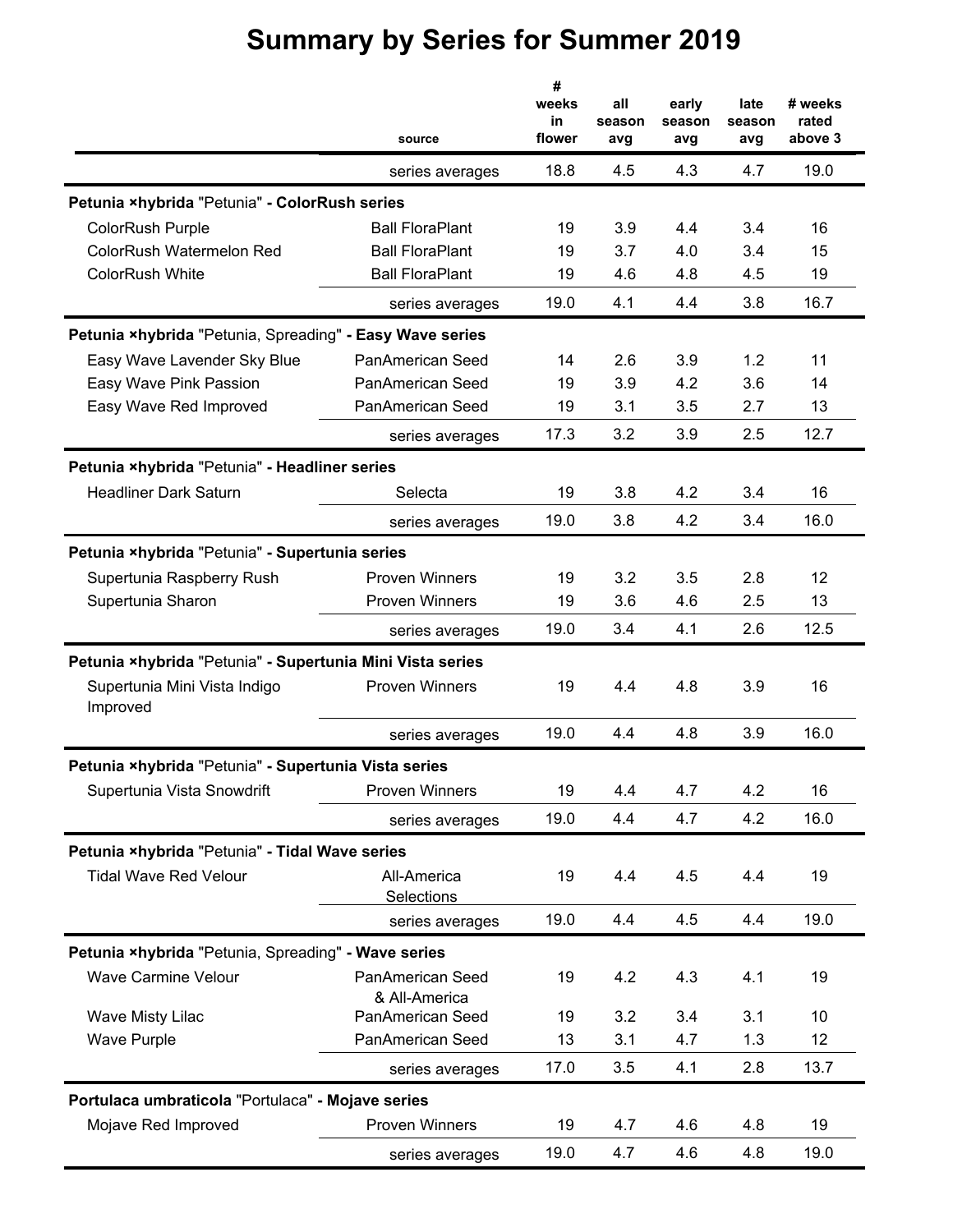# Summary by Series for Summer 2019

| | source | # weeks in flower | all season avg | early season avg | late season avg | # weeks rated above 3 |
|---|---|---|---|---|---|---|
| | series averages | 18.8 | 4.5 | 4.3 | 4.7 | 19.0 |
| **Petunia ×hybrida** "Petunia" **- ColorRush series** | | | | | | |
| ColorRush Purple | Ball FloraPlant | 19 | 3.9 | 4.4 | 3.4 | 16 |
| ColorRush Watermelon Red | Ball FloraPlant | 19 | 3.7 | 4.0 | 3.4 | 15 |
| ColorRush White | Ball FloraPlant | 19 | 4.6 | 4.8 | 4.5 | 19 |
| | series averages | 19.0 | 4.1 | 4.4 | 3.8 | 16.7 |
| **Petunia ×hybrida** "Petunia, Spreading" **- Easy Wave series** | | | | | | |
| Easy Wave Lavender Sky Blue | PanAmerican Seed | 14 | 2.6 | 3.9 | 1.2 | 11 |
| Easy Wave Pink Passion | PanAmerican Seed | 19 | 3.9 | 4.2 | 3.6 | 14 |
| Easy Wave Red Improved | PanAmerican Seed | 19 | 3.1 | 3.5 | 2.7 | 13 |
| | series averages | 17.3 | 3.2 | 3.9 | 2.5 | 12.7 |
| **Petunia ×hybrida** "Petunia" **- Headliner series** | | | | | | |
| Headliner Dark Saturn | Selecta | 19 | 3.8 | 4.2 | 3.4 | 16 |
| | series averages | 19.0 | 3.8 | 4.2 | 3.4 | 16.0 |
| **Petunia ×hybrida** "Petunia" **- Supertunia series** | | | | | | |
| Supertunia Raspberry Rush | Proven Winners | 19 | 3.2 | 3.5 | 2.8 | 12 |
| Supertunia Sharon | Proven Winners | 19 | 3.6 | 4.6 | 2.5 | 13 |
| | series averages | 19.0 | 3.4 | 4.1 | 2.6 | 12.5 |
| **Petunia ×hybrida** "Petunia" **- Supertunia Mini Vista series** | | | | | | |
| Supertunia Mini Vista Indigo Improved | Proven Winners | 19 | 4.4 | 4.8 | 3.9 | 16 |
| | series averages | 19.0 | 4.4 | 4.8 | 3.9 | 16.0 |
| **Petunia ×hybrida** "Petunia" **- Supertunia Vista series** | | | | | | |
| Supertunia Vista Snowdrift | Proven Winners | 19 | 4.4 | 4.7 | 4.2 | 16 |
| | series averages | 19.0 | 4.4 | 4.7 | 4.2 | 16.0 |
| **Petunia ×hybrida** "Petunia" **- Tidal Wave series** | | | | | | |
| Tidal Wave Red Velour | All-America Selections | 19 | 4.4 | 4.5 | 4.4 | 19 |
| | series averages | 19.0 | 4.4 | 4.5 | 4.4 | 19.0 |
| **Petunia ×hybrida** "Petunia, Spreading" **- Wave series** | | | | | | |
| Wave Carmine Velour | PanAmerican Seed & All-America | 19 | 4.2 | 4.3 | 4.1 | 19 |
| Wave Misty Lilac | PanAmerican Seed | 19 | 3.2 | 3.4 | 3.1 | 10 |
| Wave Purple | PanAmerican Seed | 13 | 3.1 | 4.7 | 1.3 | 12 |
| | series averages | 17.0 | 3.5 | 4.1 | 2.8 | 13.7 |
| **Portulaca umbraticola** "Portulaca" **- Mojave series** | | | | | | |
| Mojave Red Improved | Proven Winners | 19 | 4.7 | 4.6 | 4.8 | 19 |
| | series averages | 19.0 | 4.7 | 4.6 | 4.8 | 19.0 |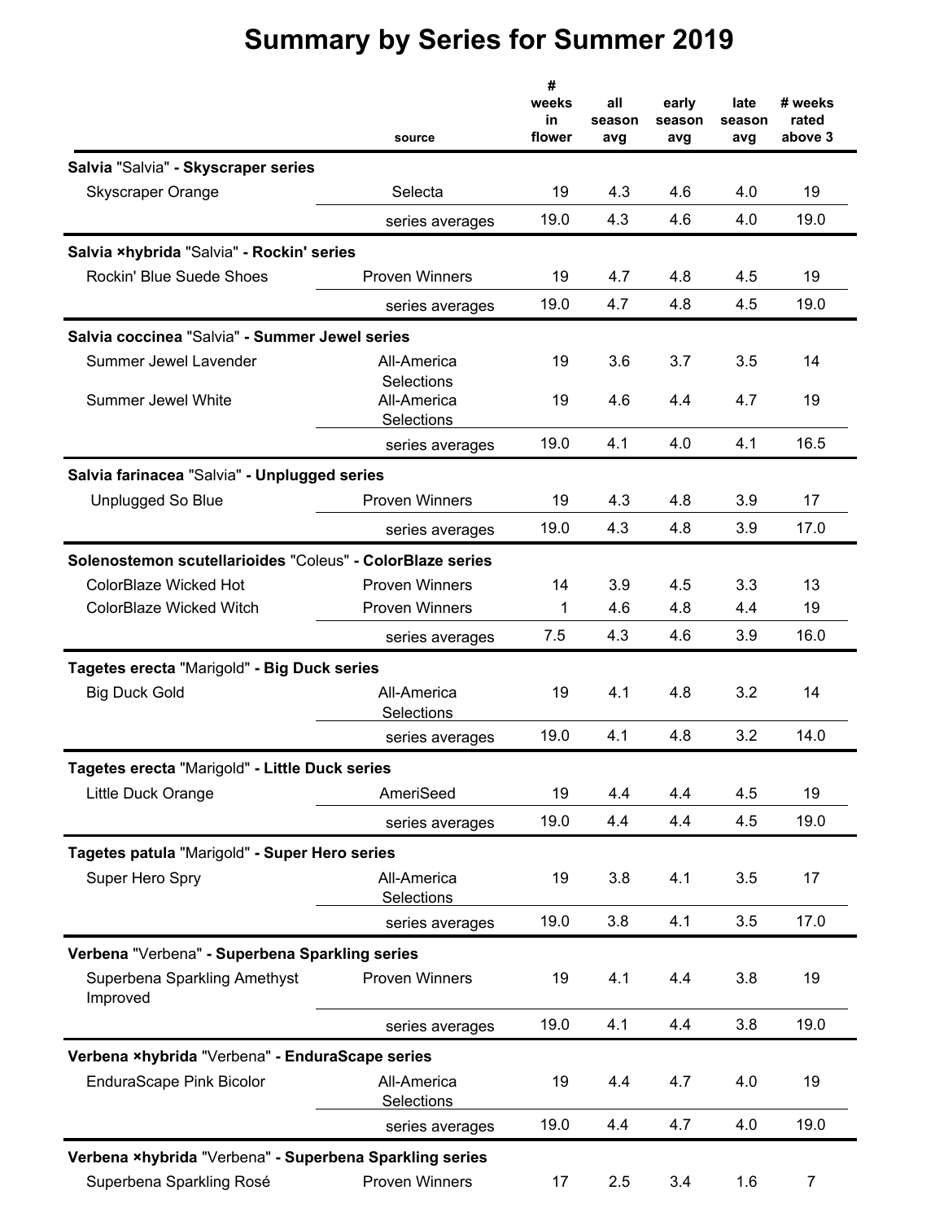# Summary by Series for Summer 2019

| | source | # weeks in flower | all season avg | early season avg | late season avg | # weeks rated above 3 |
|---|---|---|---|---|---|---|
| **Salvia** "Salvia" **- Skyscraper series** | | | | | | |
| Skyscraper Orange | Selecta | 19 | 4.3 | 4.6 | 4.0 | 19 |
| | series averages | 19.0 | 4.3 | 4.6 | 4.0 | 19.0 |
| **Salvia ×hybrida** "Salvia" **- Rockin' series** | | | | | | |
| Rockin' Blue Suede Shoes | Proven Winners | 19 | 4.7 | 4.8 | 4.5 | 19 |
| | series averages | 19.0 | 4.7 | 4.8 | 4.5 | 19.0 |
| **Salvia coccinea** "Salvia" **- Summer Jewel series** | | | | | | |
| Summer Jewel Lavender | All-America Selections | 19 | 3.6 | 3.7 | 3.5 | 14 |
| Summer Jewel White | All-America Selections | 19 | 4.6 | 4.4 | 4.7 | 19 |
| | series averages | 19.0 | 4.1 | 4.0 | 4.1 | 16.5 |
| **Salvia farinacea** "Salvia" **- Unplugged series** | | | | | | |
| Unplugged So Blue | Proven Winners | 19 | 4.3 | 4.8 | 3.9 | 17 |
| | series averages | 19.0 | 4.3 | 4.8 | 3.9 | 17.0 |
| **Solenostemon scutellarioides** "Coleus" **- ColorBlaze series** | | | | | | |
| ColorBlaze Wicked Hot | Proven Winners | 14 | 3.9 | 4.5 | 3.3 | 13 |
| ColorBlaze Wicked Witch | Proven Winners | 1 | 4.6 | 4.8 | 4.4 | 19 |
| | series averages | 7.5 | 4.3 | 4.6 | 3.9 | 16.0 |
| **Tagetes erecta** "Marigold" **- Big Duck series** | | | | | | |
| Big Duck Gold | All-America Selections | 19 | 4.1 | 4.8 | 3.2 | 14 |
| | series averages | 19.0 | 4.1 | 4.8 | 3.2 | 14.0 |
| **Tagetes erecta** "Marigold" **- Little Duck series** | | | | | | |
| Little Duck Orange | AmeriSeed | 19 | 4.4 | 4.4 | 4.5 | 19 |
| | series averages | 19.0 | 4.4 | 4.4 | 4.5 | 19.0 |
| **Tagetes patula** "Marigold" **- Super Hero series** | | | | | | |
| Super Hero Spry | All-America Selections | 19 | 3.8 | 4.1 | 3.5 | 17 |
| | series averages | 19.0 | 3.8 | 4.1 | 3.5 | 17.0 |
| **Verbena** "Verbena" **- Superbena Sparkling series** | | | | | | |
| Superbena Sparkling Amethyst Improved | Proven Winners | 19 | 4.1 | 4.4 | 3.8 | 19 |
| | series averages | 19.0 | 4.1 | 4.4 | 3.8 | 19.0 |
| **Verbena ×hybrida** "Verbena" **- EnduraScape series** | | | | | | |
| EnduraScape Pink Bicolor | All-America Selections | 19 | 4.4 | 4.7 | 4.0 | 19 |
| | series averages | 19.0 | 4.4 | 4.7 | 4.0 | 19.0 |
| **Verbena ×hybrida** "Verbena" **- Superbena Sparkling series** | | | | | | |
| Superbena Sparkling Rosé | Proven Winners | 17 | 2.5 | 3.4 | 1.6 | 7 |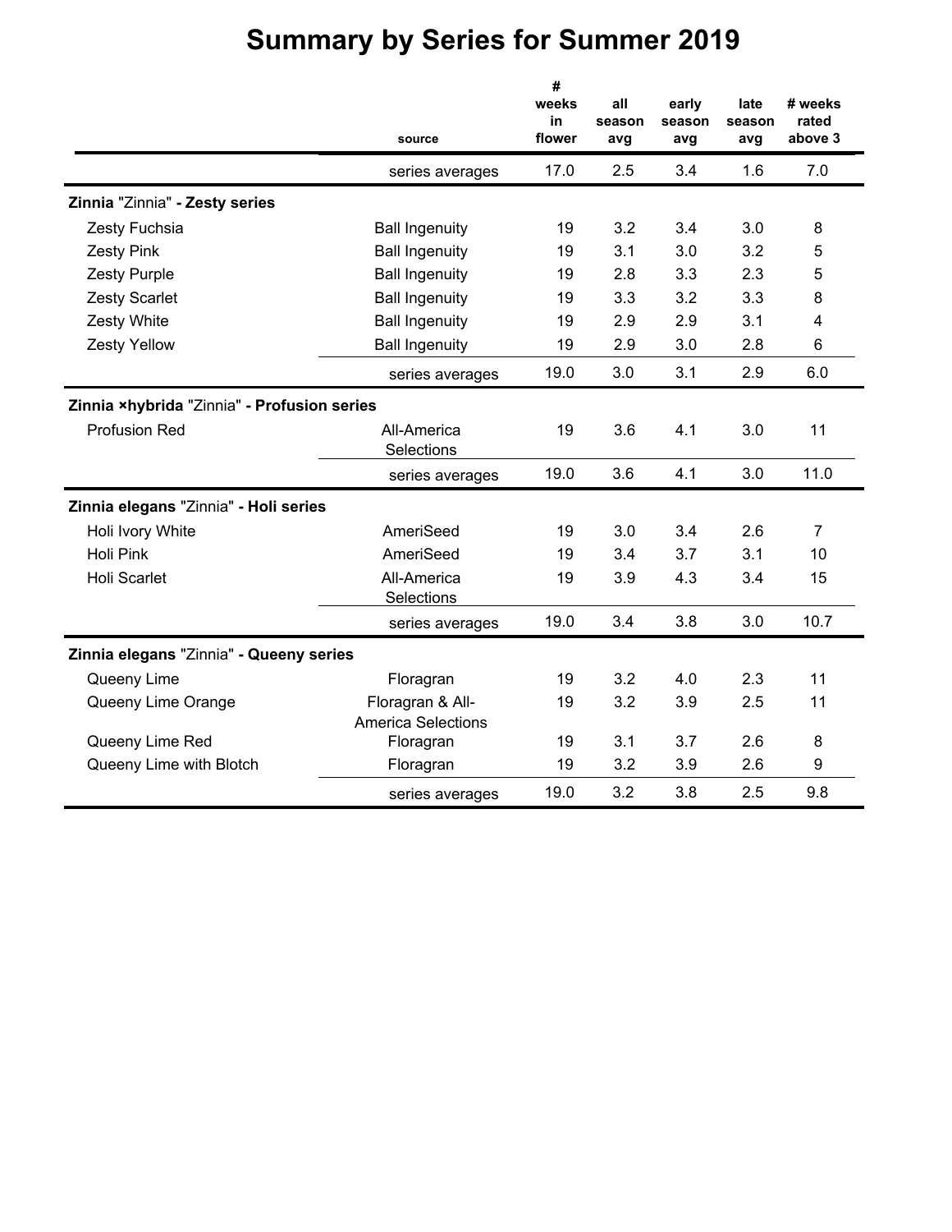# Summary by Series for Summer 2019

| | source | # weeks in flower | all season avg | early season avg | late season avg | # weeks rated above 3 |
|---|---|---|---|---|---|---|
| | series averages | 17.0 | 2.5 | 3.4 | 1.6 | 7.0 |
| **Zinnia** "Zinnia" **- Zesty series** | | | | | | |
| Zesty Fuchsia | Ball Ingenuity | 19 | 3.2 | 3.4 | 3.0 | 8 |
| Zesty Pink | Ball Ingenuity | 19 | 3.1 | 3.0 | 3.2 | 5 |
| Zesty Purple | Ball Ingenuity | 19 | 2.8 | 3.3 | 2.3 | 5 |
| Zesty Scarlet | Ball Ingenuity | 19 | 3.3 | 3.2 | 3.3 | 8 |
| Zesty White | Ball Ingenuity | 19 | 2.9 | 2.9 | 3.1 | 4 |
| Zesty Yellow | Ball Ingenuity | 19 | 2.9 | 3.0 | 2.8 | 6 |
| | series averages | 19.0 | 3.0 | 3.1 | 2.9 | 6.0 |
| **Zinnia ×hybrida** "Zinnia" **- Profusion series** | | | | | | |
| Profusion Red | All-America Selections | 19 | 3.6 | 4.1 | 3.0 | 11 |
| | series averages | 19.0 | 3.6 | 4.1 | 3.0 | 11.0 |
| **Zinnia elegans** "Zinnia" **- Holi series** | | | | | | |
| Holi Ivory White | AmeriSeed | 19 | 3.0 | 3.4 | 2.6 | 7 |
| Holi Pink | AmeriSeed | 19 | 3.4 | 3.7 | 3.1 | 10 |
| Holi Scarlet | All-America Selections | 19 | 3.9 | 4.3 | 3.4 | 15 |
| | series averages | 19.0 | 3.4 | 3.8 | 3.0 | 10.7 |
| **Zinnia elegans** "Zinnia" **- Queeny series** | | | | | | |
| Queeny Lime | Floragran | 19 | 3.2 | 4.0 | 2.3 | 11 |
| Queeny Lime Orange | Floragran & All-America Selections | 19 | 3.2 | 3.9 | 2.5 | 11 |
| Queeny Lime Red | Floragran | 19 | 3.1 | 3.7 | 2.6 | 8 |
| Queeny Lime with Blotch | Floragran | 19 | 3.2 | 3.9 | 2.6 | 9 |
| | series averages | 19.0 | 3.2 | 3.8 | 2.5 | 9.8 |